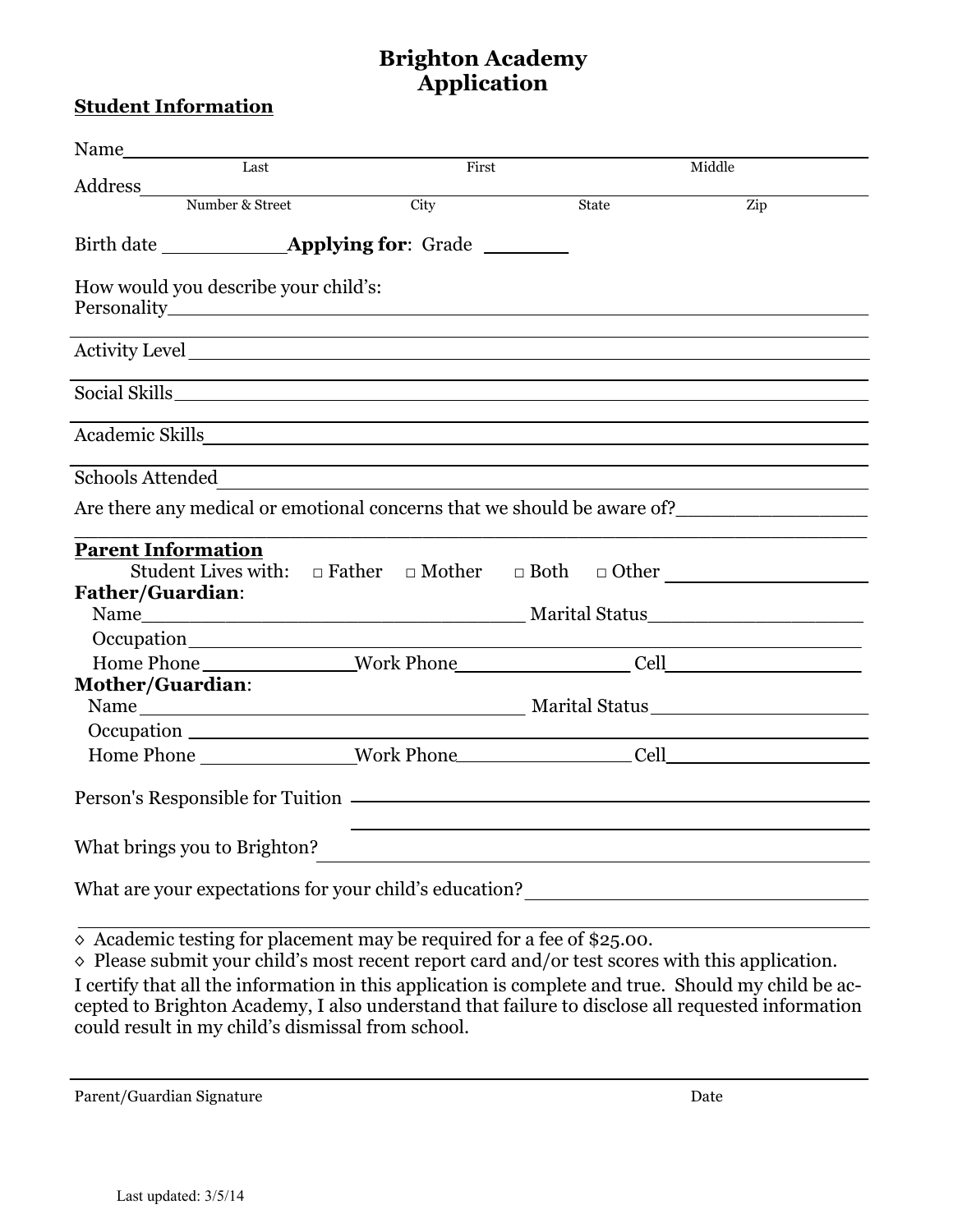# Brighton Academy
# Application

**Student Information**

Name \_\_\_\_\_\_\_\_\_\_\_\_\_\_\_\_\_\_\_\_\_\_\_\_\_\_\_\_\_\_\_\_\_\_\_\_\_\_\_\_\_\_\_\_\_\_\_\_\_\_\_\_\_\_\_\_\_\_\_\_
Last First Middle

Address \_\_\_\_\_\_\_\_\_\_\_\_\_\_\_\_\_\_\_\_\_\_\_\_\_\_\_\_\_\_\_\_\_\_\_\_\_\_\_\_\_\_\_\_\_\_\_\_\_\_\_\_\_\_\_\_\_\_
Number & Street City State Zip

Birth date \_\_\_\_\_\_\_\_\_\_ **Applying for**: Grade \_\_\_\_\_\_\_

How would you describe your child's:

Personality \_\_\_\_\_\_\_\_\_\_\_\_\_\_\_\_\_\_\_\_\_\_\_\_\_\_\_\_\_\_\_\_\_\_\_\_\_\_\_\_\_\_\_\_\_\_\_\_\_\_\_\_\_\_

Activity Level \_\_\_\_\_\_\_\_\_\_\_\_\_\_\_\_\_\_\_\_\_\_\_\_\_\_\_\_\_\_\_\_\_\_\_\_\_\_\_\_\_\_\_\_\_\_\_\_\_\_\_

Social Skills \_\_\_\_\_\_\_\_\_\_\_\_\_\_\_\_\_\_\_\_\_\_\_\_\_\_\_\_\_\_\_\_\_\_\_\_\_\_\_\_\_\_\_\_\_\_\_\_\_\_\_\_

Academic Skills \_\_\_\_\_\_\_\_\_\_\_\_\_\_\_\_\_\_\_\_\_\_\_\_\_\_\_\_\_\_\_\_\_\_\_\_\_\_\_\_\_\_\_\_\_\_\_\_\_\_

Schools Attended \_\_\_\_\_\_\_\_\_\_\_\_\_\_\_\_\_\_\_\_\_\_\_\_\_\_\_\_\_\_\_\_\_\_\_\_\_\_\_\_\_\_\_\_\_\_\_\_\_

Are there any medical or emotional concerns that we should be aware of? \_\_\_\_\_\_\_\_\_\_\_\_\_\_\_\_

**Parent Information**

Student Lives with: □ Father □ Mother □ Both □ Other \_\_\_\_\_\_\_\_\_\_\_\_\_\_\_\_

**Father/Guardian**:

Name \_\_\_\_\_\_\_\_\_\_\_\_\_\_\_\_\_\_\_\_\_\_\_\_\_\_\_\_\_\_ Marital Status \_\_\_\_\_\_\_\_\_\_\_\_\_\_\_\_\_\_

Occupation \_\_\_\_\_\_\_\_\_\_\_\_\_\_\_\_\_\_\_\_\_\_\_\_\_\_\_\_\_\_\_\_\_\_\_\_\_\_\_\_\_\_\_\_\_\_\_\_\_\_\_\_\_

Home Phone \_\_\_\_\_\_\_\_\_\_\_\_ Work Phone \_\_\_\_\_\_\_\_\_\_\_\_\_\_ Cell \_\_\_\_\_\_\_\_\_\_\_\_\_\_\_\_

**Mother/Guardian**:

Name \_\_\_\_\_\_\_\_\_\_\_\_\_\_\_\_\_\_\_\_\_\_\_\_\_\_\_\_\_\_ Marital Status \_\_\_\_\_\_\_\_\_\_\_\_\_\_\_\_\_\_

Occupation \_\_\_\_\_\_\_\_\_\_\_\_\_\_\_\_\_\_\_\_\_\_\_\_\_\_\_\_\_\_\_\_\_\_\_\_\_\_\_\_\_\_\_\_\_\_\_\_\_\_\_\_\_

Home Phone \_\_\_\_\_\_\_\_\_\_\_\_ Work Phone \_\_\_\_\_\_\_\_\_\_\_\_\_\_ Cell \_\_\_\_\_\_\_\_\_\_\_\_\_\_\_\_

Person's Responsible for Tuition \_\_\_\_\_\_\_\_\_\_\_\_\_\_\_\_\_\_\_\_\_\_\_\_\_\_\_\_\_\_\_\_\_\_\_\_\_\_\_\_

What brings you to Brighton? \_\_\_\_\_\_\_\_\_\_\_\_\_\_\_\_\_\_\_\_\_\_\_\_\_\_\_\_\_\_\_\_\_\_\_\_\_\_\_\_\_\_

What are your expectations for your child's education? \_\_\_\_\_\_\_\_\_\_\_\_\_\_\_\_\_\_\_\_\_\_\_\_\_\_

◊ Academic testing for placement may be required for a fee of $25.00.

◊ Please submit your child's most recent report card and/or test scores with this application.

I certify that all the information in this application is complete and true. Should my child be accepted to Brighton Academy, I also understand that failure to disclose all requested information could result in my child's dismissal from school.

\_\_\_\_\_\_\_\_\_\_\_\_\_\_\_\_\_\_\_\_\_\_\_\_\_\_\_\_\_\_\_\_\_\_\_\_\_\_\_\_\_\_\_\_\_\_\_\_\_\_\_\_\_\_\_\_\_\_\_\_\_\_\_\_\_\_\_\_\_

Parent/Guardian Signature Date

Last updated: 3/5/14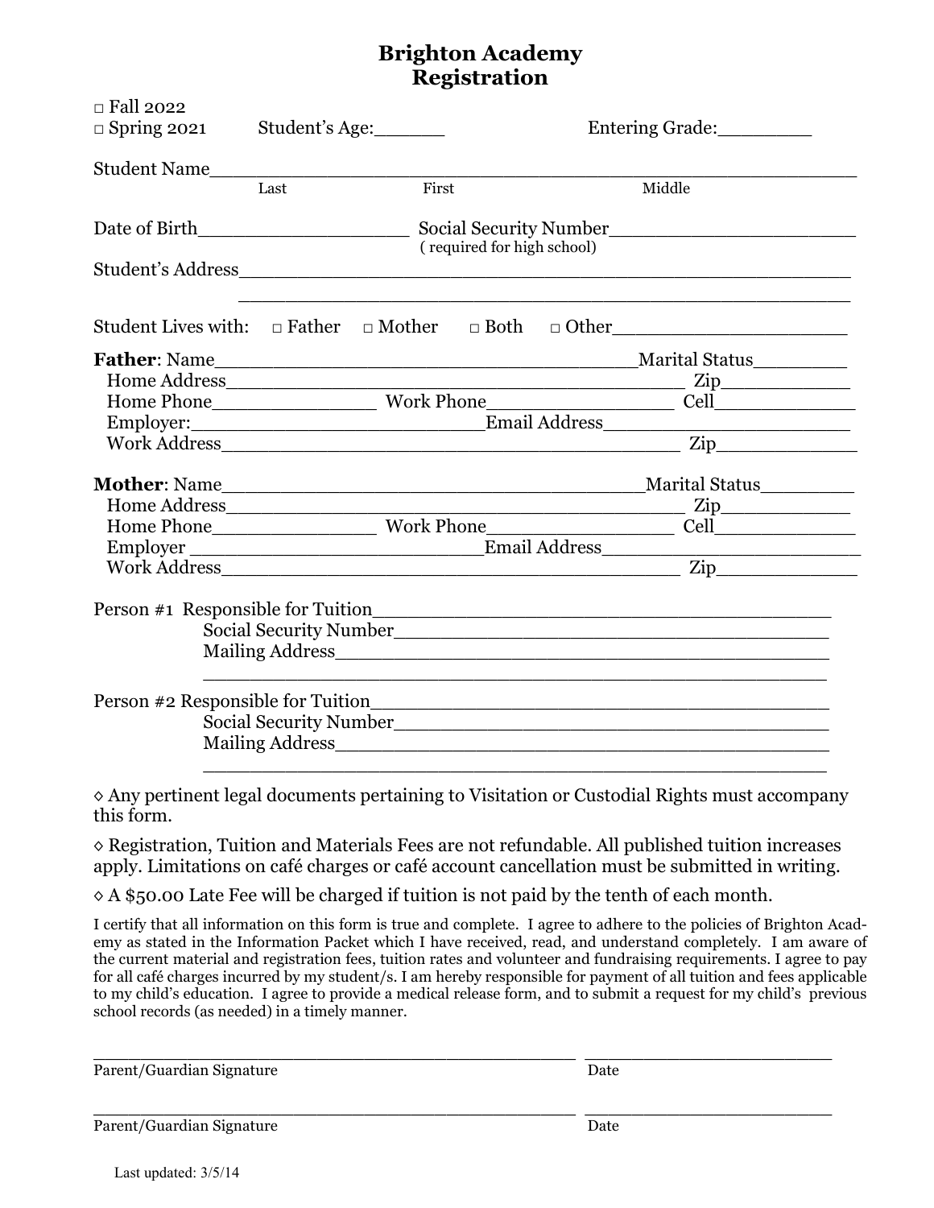# Brighton Academy
# Registration

□ Fall 2022
□ Spring 2021 Student's Age:______ Entering Grade:_________

Student Name_______________________________________________________
Last First Middle

Date of Birth___________________ Social Security Number______________________
( required for high school)

Student's Address_______________________________________________________
_______________________________________________________

Student Lives with: □ Father □ Mother □ Both □ Other_____________________

**Father**: Name_____________________________________Marital Status_________
Home Address________________________________________ Zip____________
Home Phone_______________ Work Phone_________________ Cell_____________
Employer:__________________________Email Address_________________________
Work Address________________________________________ Zip_____________

**Mother**: Name_____________________________________Marital Status_________
Home Address________________________________________ Zip____________
Home Phone_______________ Work Phone_________________ Cell_____________
Employer __________________________Email Address__________________________
Work Address________________________________________ Zip_____________

Person #1 Responsible for Tuition________________________________________
Social Security Number________________________________________
Mailing Address____________________________________________
____________________________________________

Person #2 Responsible for Tuition________________________________________
Social Security Number________________________________________
Mailing Address____________________________________________
____________________________________________

◊ Any pertinent legal documents pertaining to Visitation or Custodial Rights must accompany this form.

◊ Registration, Tuition and Materials Fees are not refundable. All published tuition increases apply. Limitations on café charges or café account cancellation must be submitted in writing.

◊ A $50.00 Late Fee will be charged if tuition is not paid by the tenth of each month.

I certify that all information on this form is true and complete. I agree to adhere to the policies of Brighton Academy as stated in the Information Packet which I have received, read, and understand completely. I am aware of the current material and registration fees, tuition rates and volunteer and fundraising requirements. I agree to pay for all café charges incurred by my student/s. I am hereby responsible for payment of all tuition and fees applicable to my child's education. I agree to provide a medical release form, and to submit a request for my child's previous school records (as needed) in a timely manner.

_____________________________________________ ________________________
Parent/Guardian Signature Date

_____________________________________________ ________________________
Parent/Guardian Signature Date

Last updated: 3/5/14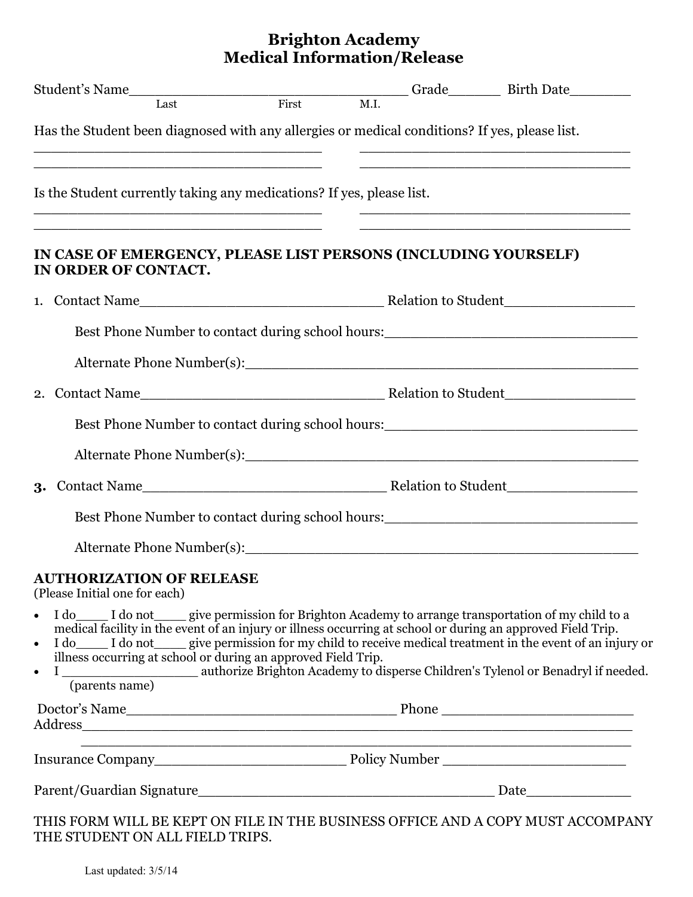# Brighton Academy
# Medical Information/Release

Student's Name________________________________ Grade______ Birth Date_______
Last First M.I.

Has the Student been diagnosed with any allergies or medical conditions? If yes, please list.

_________________________________ _________________________________
_________________________________ _________________________________

Is the Student currently taking any medications? If yes, please list.

_________________________________ _________________________________
_________________________________ _________________________________

**IN CASE OF EMERGENCY, PLEASE LIST PERSONS (INCLUDING YOURSELF) IN ORDER OF CONTACT.**

1. Contact Name____________________________ Relation to Student_______________

   Best Phone Number to contact during school hours:_____________________________

   Alternate Phone Number(s):______________________________________________

2. Contact Name____________________________ Relation to Student_______________

   Best Phone Number to contact during school hours:_____________________________

   Alternate Phone Number(s):______________________________________________

3. Contact Name____________________________ Relation to Student_______________

   Best Phone Number to contact during school hours:_____________________________

   Alternate Phone Number(s):______________________________________________

**AUTHORIZATION OF RELEASE**
(Please Initial one for each)

- I do____ I do not____ give permission for Brighton Academy to arrange transportation of my child to a medical facility in the event of an injury or illness occurring at school or during an approved Field Trip.
- I do____ I do not____ give permission for my child to receive medical treatment in the event of an injury or illness occurring at school or during an approved Field Trip.
- I ________________ authorize Brighton Academy to disperse Children's Tylenol or Benadryl if needed.
  (parents name)

Doctor's Name________________________________ Phone ______________________
Address__________________________________________________________________
__________________________________________________________________

Insurance Company______________________ Policy Number ____________________

Parent/Guardian Signature___________________________________ Date_____________

THIS FORM WILL BE KEPT ON FILE IN THE BUSINESS OFFICE AND A COPY MUST ACCOMPANY THE STUDENT ON ALL FIELD TRIPS.

Last updated: 3/5/14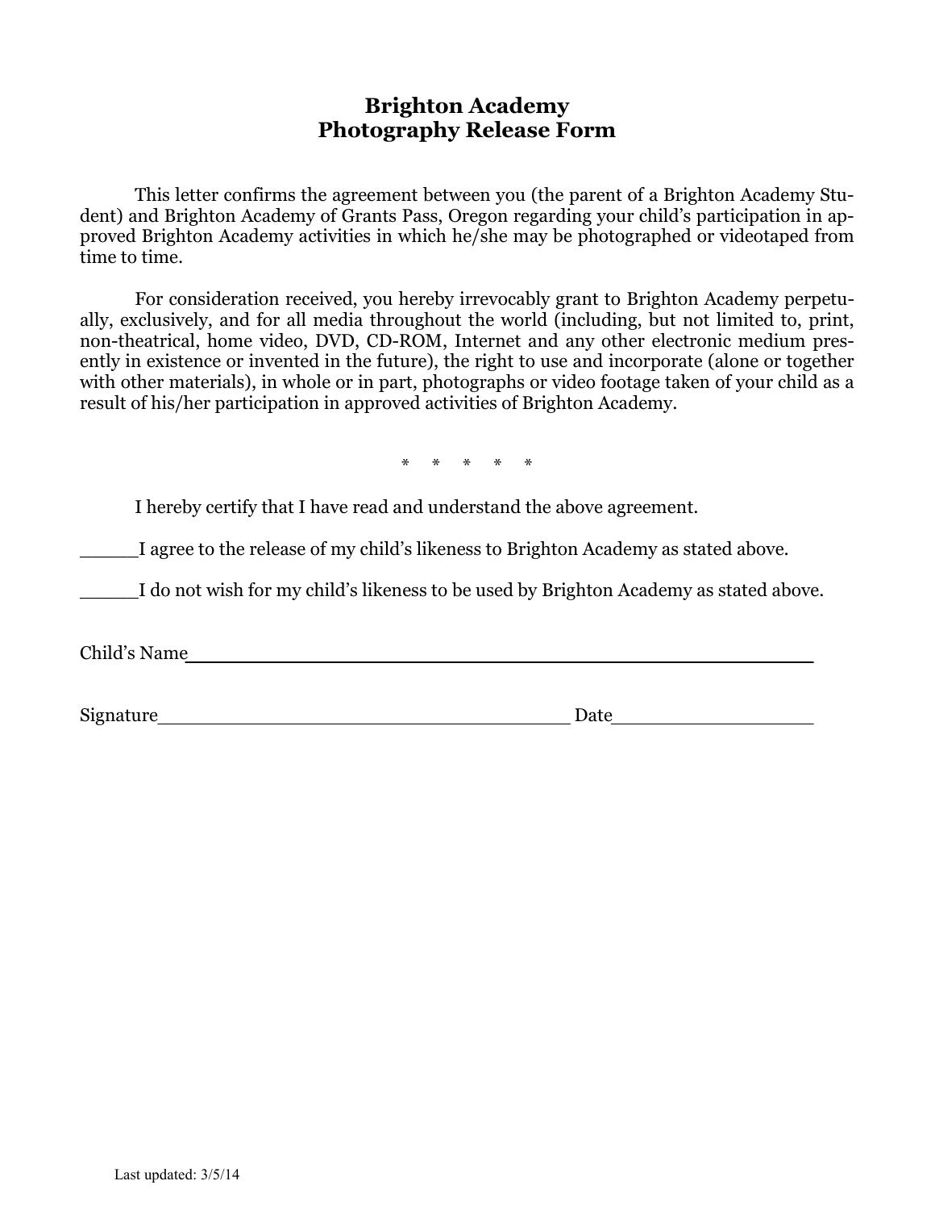# Brighton Academy
# Photography Release Form

This letter confirms the agreement between you (the parent of a Brighton Academy Student) and Brighton Academy of Grants Pass, Oregon regarding your child's participation in approved Brighton Academy activities in which he/she may be photographed or videotaped from time to time.

For consideration received, you hereby irrevocably grant to Brighton Academy perpetually, exclusively, and for all media throughout the world (including, but not limited to, print, non-theatrical, home video, DVD, CD-ROM, Internet and any other electronic medium presently in existence or invented in the future), the right to use and incorporate (alone or together with other materials), in whole or in part, photographs or video footage taken of your child as a result of his/her participation in approved activities of Brighton Academy.

\* \* \* \* \*

I hereby certify that I have read and understand the above agreement.

\_\_\_\_\_I agree to the release of my child's likeness to Brighton Academy as stated above.

\_\_\_\_\_I do not wish for my child's likeness to be used by Brighton Academy as stated above.

Child's Name\_\_\_\_\_\_\_\_\_\_\_\_\_\_\_\_\_\_\_\_\_\_\_\_\_\_\_\_\_\_\_\_\_\_\_\_\_\_\_\_\_\_\_\_\_\_\_\_\_\_

Signature\_\_\_\_\_\_\_\_\_\_\_\_\_\_\_\_\_\_\_\_\_\_\_\_\_\_\_\_\_\_\_\_\_\_\_ Date\_\_\_\_\_\_\_\_\_\_\_\_\_\_\_\_\_\_

Last updated: 3/5/14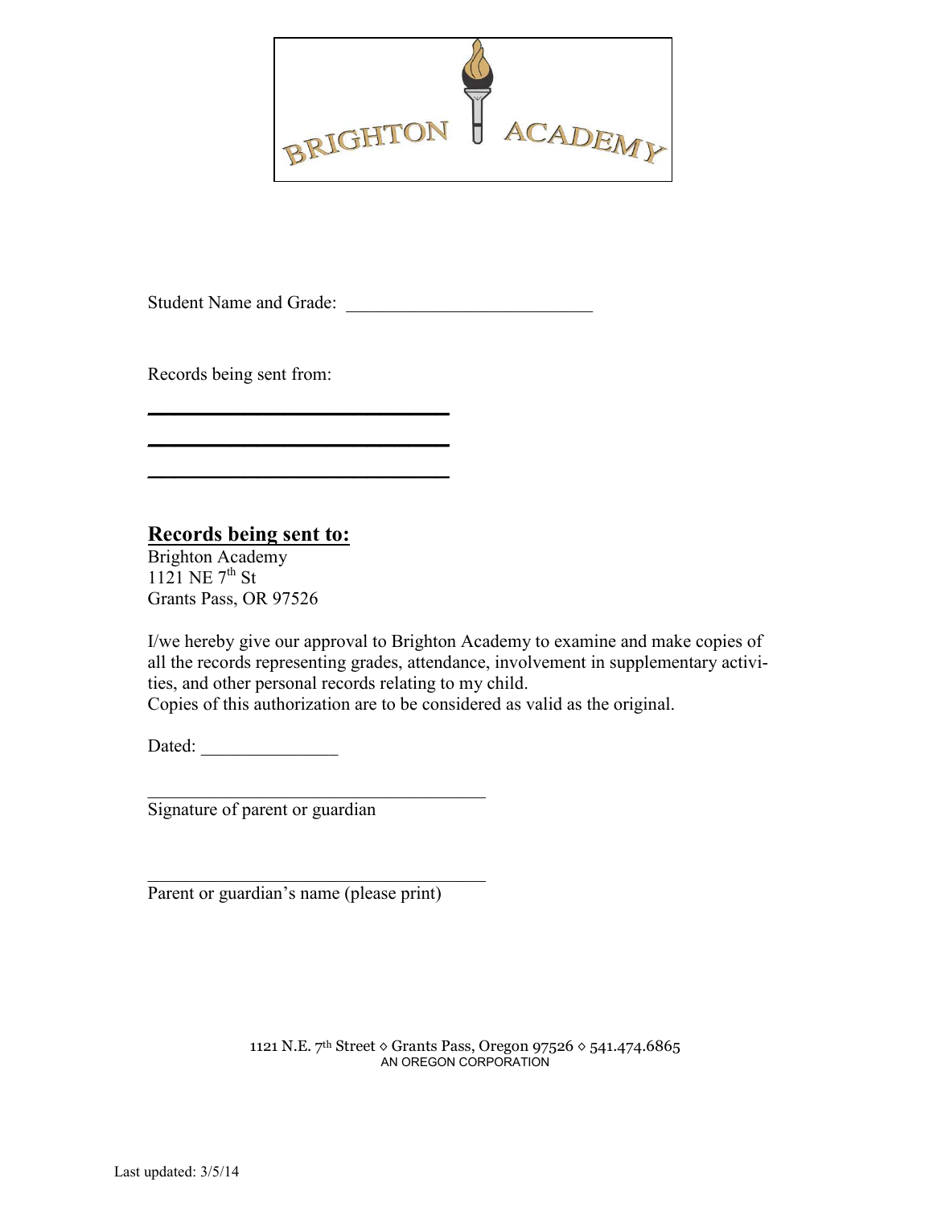BRIGHTON ACADEMY

Student Name and Grade: ___________________________

Records being sent from:

________________________________

________________________________

________________________________

**<u>Records being sent to:</u>**

Brighton Academy
1121 NE 7th St
Grants Pass, OR 97526

I/we hereby give our approval to Brighton Academy to examine and make copies of all the records representing grades, attendance, involvement in supplementary activities, and other personal records relating to my child.
Copies of this authorization are to be considered as valid as the original.

Dated: _______________

_____________________________________
Signature of parent or guardian

_____________________________________
Parent or guardian's name (please print)

1121 N.E. 7th Street ◇ Grants Pass, Oregon 97526 ◇ 541.474.6865
AN OREGON CORPORATION

Last updated: 3/5/14